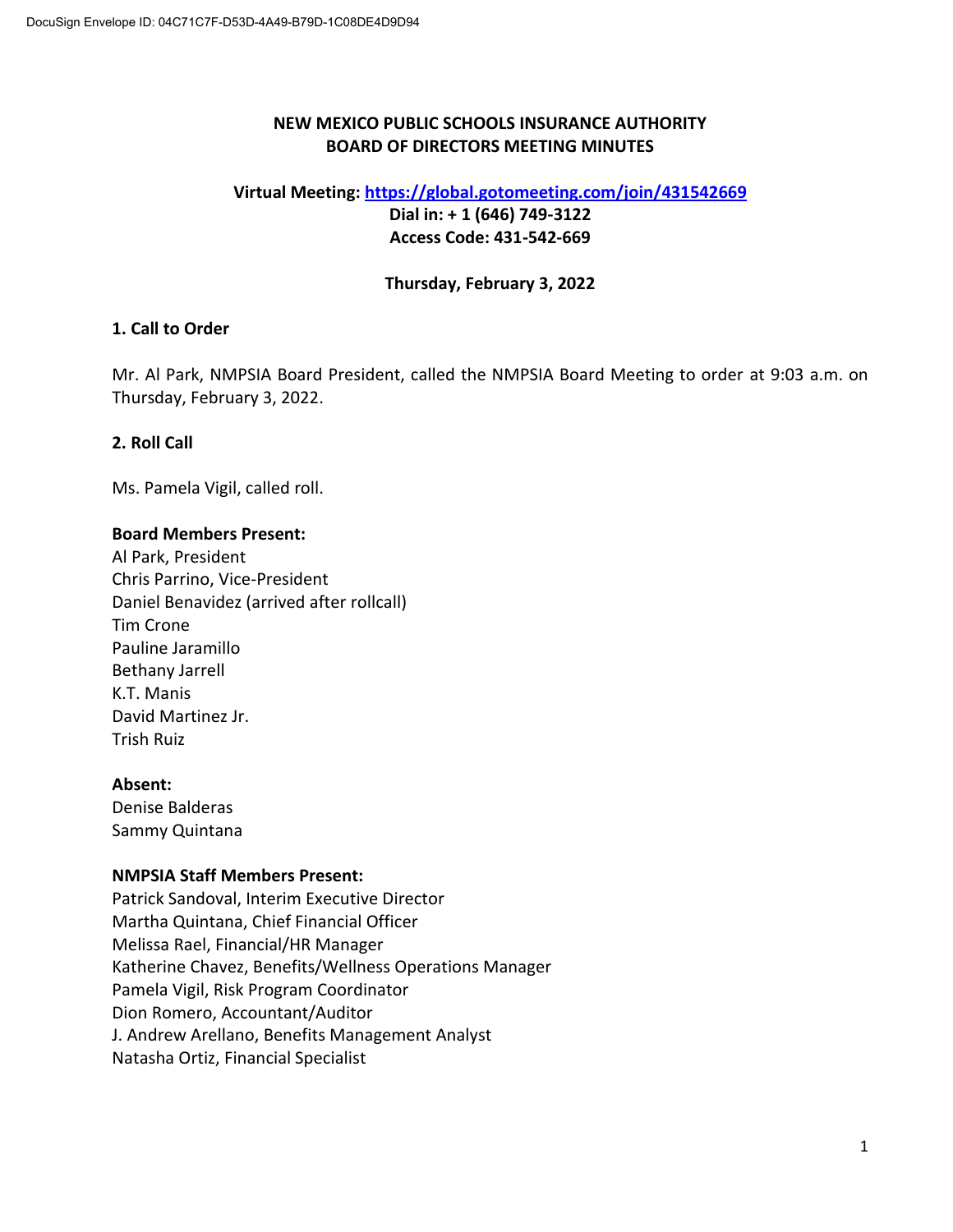DocuSign Envelope ID: 04C71C7F-D53D-4A49-B79D-1C08DE4D9D94

# NEW MEXICO PUBLIC SCHOOLS INSURANCE AUTHORITY
# BOARD OF DIRECTORS MEETING MINUTES

**Virtual Meeting: [https://global.gotomeeting.com/join/431542669](https://global.gotomeeting.com/join/431542669)**
**Dial in: + 1 (646) 749-3122**
**Access Code: 431-542-669**

**Thursday, February 3, 2022**

## 1. Call to Order

Mr. Al Park, NMPSIA Board President, called the NMPSIA Board Meeting to order at 9:03 a.m. on Thursday, February 3, 2022.

## 2. Roll Call

Ms. Pamela Vigil, called roll.

**Board Members Present:**
Al Park, President
Chris Parrino, Vice-President
Daniel Benavidez (arrived after rollcall)
Tim Crone
Pauline Jaramillo
Bethany Jarrell
K.T. Manis
David Martinez Jr.
Trish Ruiz

**Absent:**
Denise Balderas
Sammy Quintana

**NMPSIA Staff Members Present:**
Patrick Sandoval, Interim Executive Director
Martha Quintana, Chief Financial Officer
Melissa Rael, Financial/HR Manager
Katherine Chavez, Benefits/Wellness Operations Manager
Pamela Vigil, Risk Program Coordinator
Dion Romero, Accountant/Auditor
J. Andrew Arellano, Benefits Management Analyst
Natasha Ortiz, Financial Specialist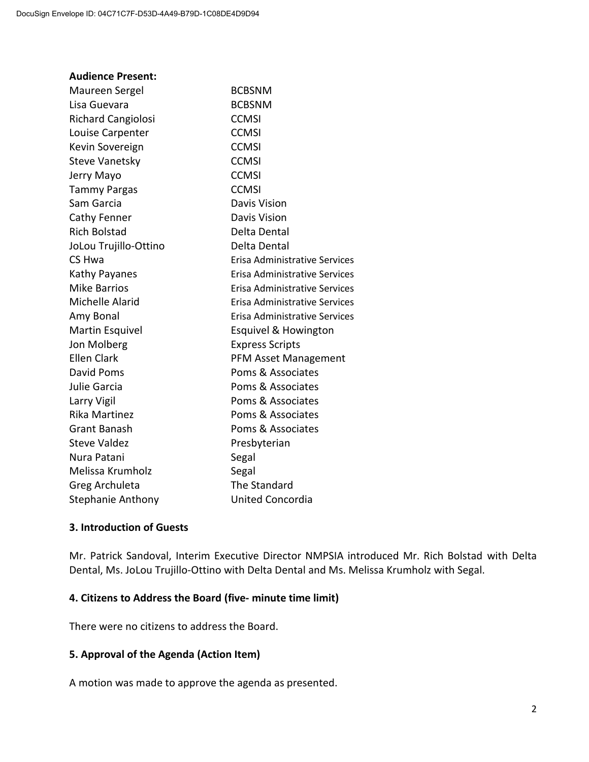**Audience Present:**

| | |
|---|---|
| Maureen Sergel | BCBSNM |
| Lisa Guevara | BCBSNM |
| Richard Cangiolosi | CCMSI |
| Louise Carpenter | CCMSI |
| Kevin Sovereign | CCMSI |
| Steve Vanetsky | CCMSI |
| Jerry Mayo | CCMSI |
| Tammy Pargas | CCMSI |
| Sam Garcia | Davis Vision |
| Cathy Fenner | Davis Vision |
| Rich Bolstad | Delta Dental |
| JoLou Trujillo-Ottino | Delta Dental |
| CS Hwa | Erisa Administrative Services |
| Kathy Payanes | Erisa Administrative Services |
| Mike Barrios | Erisa Administrative Services |
| Michelle Alarid | Erisa Administrative Services |
| Amy Bonal | Erisa Administrative Services |
| Martin Esquivel | Esquivel & Howington |
| Jon Molberg | Express Scripts |
| Ellen Clark | PFM Asset Management |
| David Poms | Poms & Associates |
| Julie Garcia | Poms & Associates |
| Larry Vigil | Poms & Associates |
| Rika Martinez | Poms & Associates |
| Grant Banash | Poms & Associates |
| Steve Valdez | Presbyterian |
| Nura Patani | Segal |
| Melissa Krumholz | Segal |
| Greg Archuleta | The Standard |
| Stephanie Anthony | United Concordia |

**3. Introduction of Guests**

Mr. Patrick Sandoval, Interim Executive Director NMPSIA introduced Mr. Rich Bolstad with Delta Dental, Ms. JoLou Trujillo-Ottino with Delta Dental and Ms. Melissa Krumholz with Segal.

**4. Citizens to Address the Board (five- minute time limit)**

There were no citizens to address the Board.

**5. Approval of the Agenda (Action Item)**

A motion was made to approve the agenda as presented.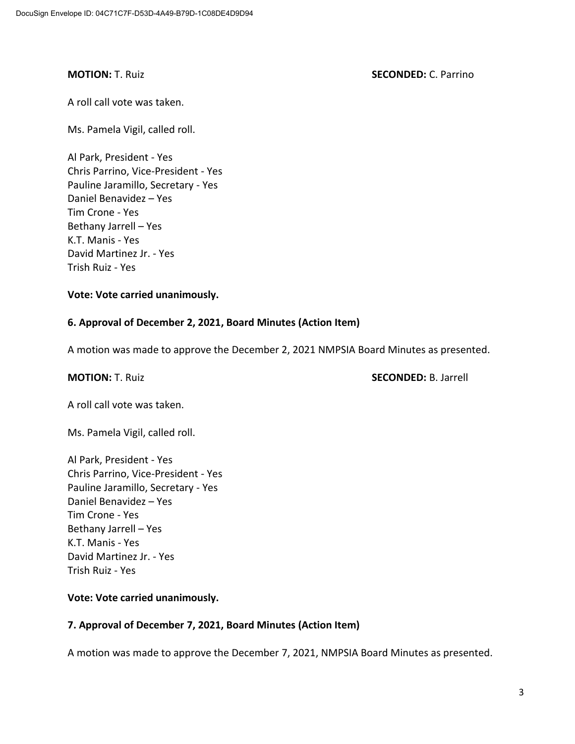**MOTION:** T. Ruiz **SECONDED:** C. Parrino

A roll call vote was taken.

Ms. Pamela Vigil, called roll.

Al Park, President - Yes
Chris Parrino, Vice-President - Yes
Pauline Jaramillo, Secretary - Yes
Daniel Benavidez – Yes
Tim Crone - Yes
Bethany Jarrell – Yes
K.T. Manis - Yes
David Martinez Jr. - Yes
Trish Ruiz - Yes

**Vote: Vote carried unanimously.**

**6. Approval of December 2, 2021, Board Minutes (Action Item)**

A motion was made to approve the December 2, 2021 NMPSIA Board Minutes as presented.

**MOTION:** T. Ruiz **SECONDED:** B. Jarrell

A roll call vote was taken.

Ms. Pamela Vigil, called roll.

Al Park, President - Yes
Chris Parrino, Vice-President - Yes
Pauline Jaramillo, Secretary - Yes
Daniel Benavidez – Yes
Tim Crone - Yes
Bethany Jarrell – Yes
K.T. Manis - Yes
David Martinez Jr. - Yes
Trish Ruiz - Yes

**Vote: Vote carried unanimously.**

**7. Approval of December 7, 2021, Board Minutes (Action Item)**

A motion was made to approve the December 7, 2021, NMPSIA Board Minutes as presented.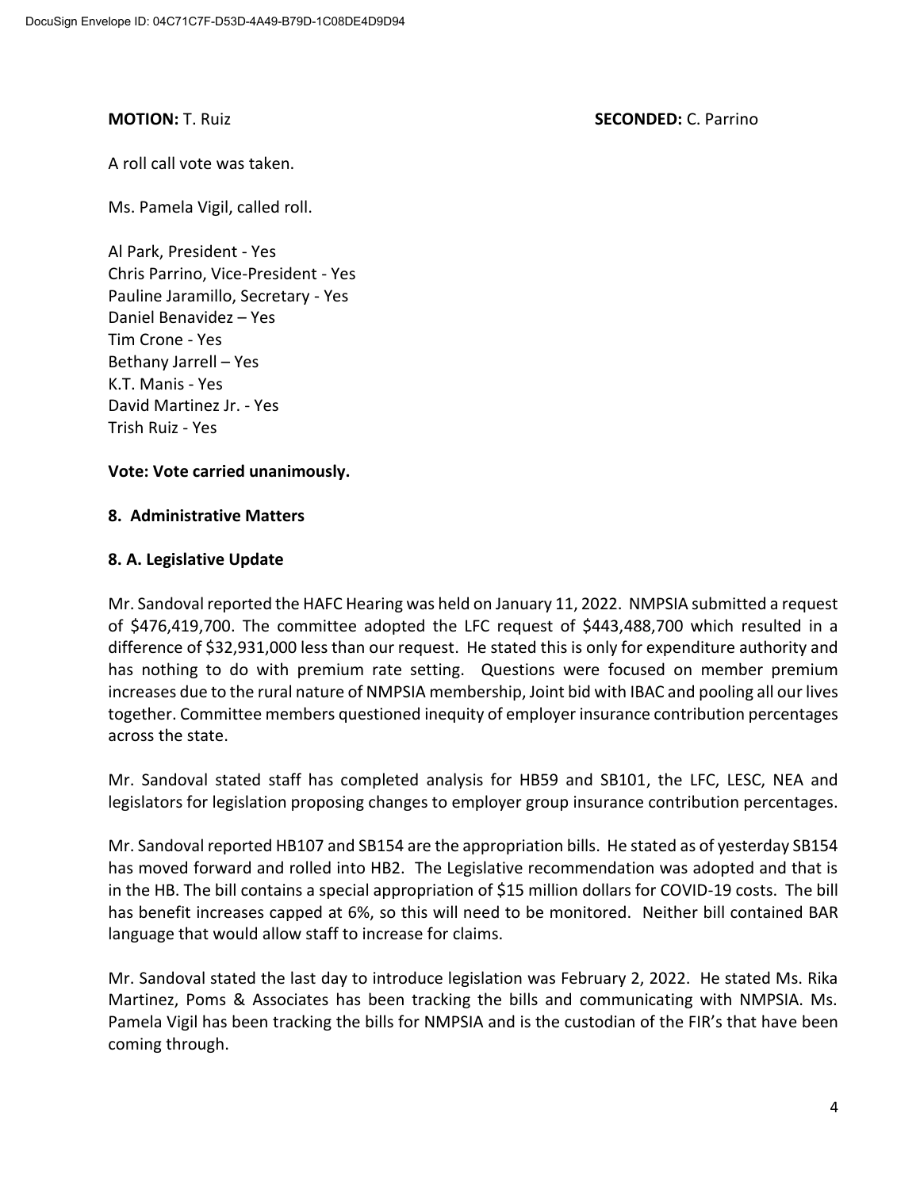**MOTION:** T. Ruiz **SECONDED:** C. Parrino

A roll call vote was taken.

Ms. Pamela Vigil, called roll.

Al Park, President - Yes
Chris Parrino, Vice-President - Yes
Pauline Jaramillo, Secretary - Yes
Daniel Benavidez – Yes
Tim Crone - Yes
Bethany Jarrell – Yes
K.T. Manis - Yes
David Martinez Jr. - Yes
Trish Ruiz - Yes

**Vote: Vote carried unanimously.**

**8. Administrative Matters**

**8. A. Legislative Update**

Mr. Sandoval reported the HAFC Hearing was held on January 11, 2022. NMPSIA submitted a request of $476,419,700. The committee adopted the LFC request of $443,488,700 which resulted in a difference of $32,931,000 less than our request. He stated this is only for expenditure authority and has nothing to do with premium rate setting. Questions were focused on member premium increases due to the rural nature of NMPSIA membership, Joint bid with IBAC and pooling all our lives together. Committee members questioned inequity of employer insurance contribution percentages across the state.

Mr. Sandoval stated staff has completed analysis for HB59 and SB101, the LFC, LESC, NEA and legislators for legislation proposing changes to employer group insurance contribution percentages.

Mr. Sandoval reported HB107 and SB154 are the appropriation bills. He stated as of yesterday SB154 has moved forward and rolled into HB2. The Legislative recommendation was adopted and that is in the HB. The bill contains a special appropriation of $15 million dollars for COVID-19 costs. The bill has benefit increases capped at 6%, so this will need to be monitored. Neither bill contained BAR language that would allow staff to increase for claims.

Mr. Sandoval stated the last day to introduce legislation was February 2, 2022. He stated Ms. Rika Martinez, Poms & Associates has been tracking the bills and communicating with NMPSIA. Ms. Pamela Vigil has been tracking the bills for NMPSIA and is the custodian of the FIR's that have been coming through.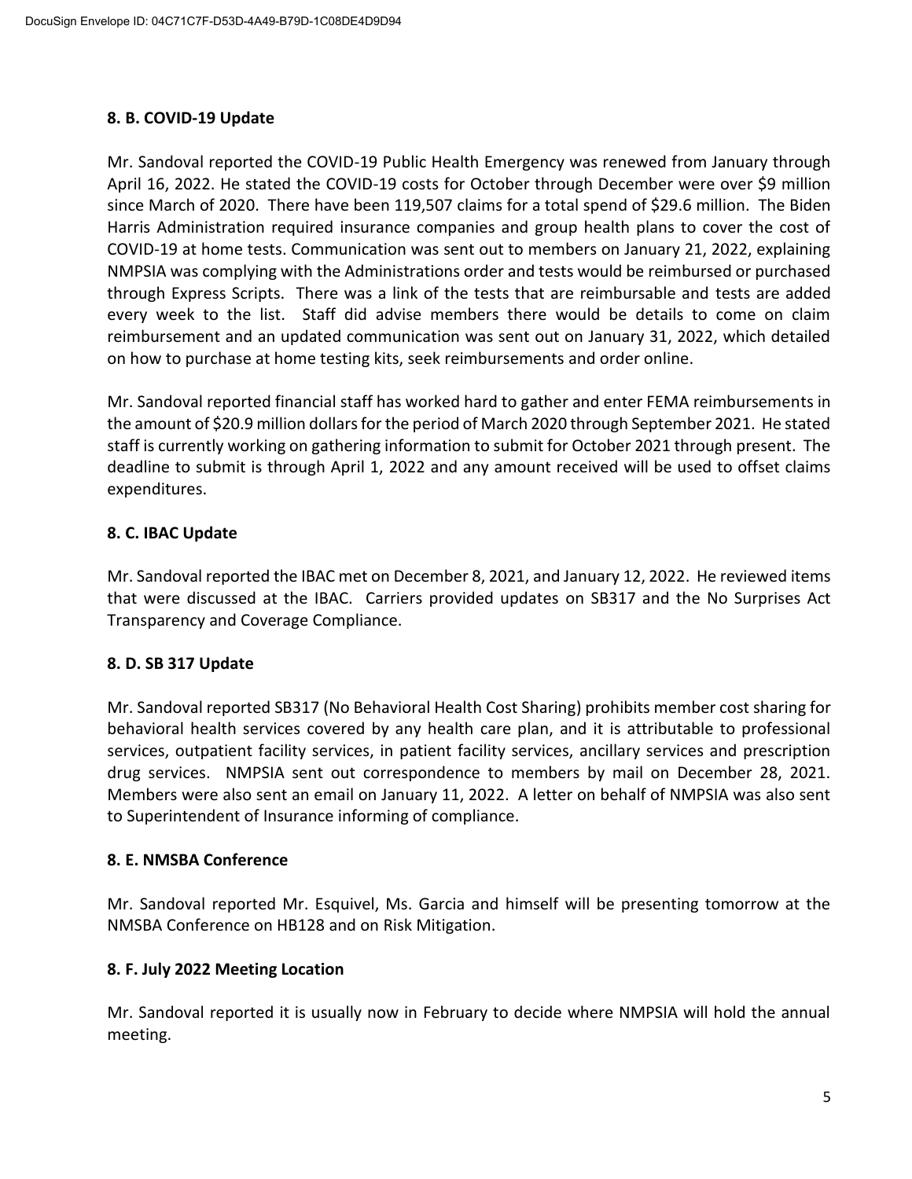### 8. B. COVID-19 Update

Mr. Sandoval reported the COVID-19 Public Health Emergency was renewed from January through April 16, 2022. He stated the COVID-19 costs for October through December were over $9 million since March of 2020. There have been 119,507 claims for a total spend of $29.6 million. The Biden Harris Administration required insurance companies and group health plans to cover the cost of COVID-19 at home tests. Communication was sent out to members on January 21, 2022, explaining NMPSIA was complying with the Administrations order and tests would be reimbursed or purchased through Express Scripts. There was a link of the tests that are reimbursable and tests are added every week to the list. Staff did advise members there would be details to come on claim reimbursement and an updated communication was sent out on January 31, 2022, which detailed on how to purchase at home testing kits, seek reimbursements and order online.

Mr. Sandoval reported financial staff has worked hard to gather and enter FEMA reimbursements in the amount of $20.9 million dollars for the period of March 2020 through September 2021. He stated staff is currently working on gathering information to submit for October 2021 through present. The deadline to submit is through April 1, 2022 and any amount received will be used to offset claims expenditures.

### 8. C. IBAC Update

Mr. Sandoval reported the IBAC met on December 8, 2021, and January 12, 2022. He reviewed items that were discussed at the IBAC. Carriers provided updates on SB317 and the No Surprises Act Transparency and Coverage Compliance.

### 8. D. SB 317 Update

Mr. Sandoval reported SB317 (No Behavioral Health Cost Sharing) prohibits member cost sharing for behavioral health services covered by any health care plan, and it is attributable to professional services, outpatient facility services, in patient facility services, ancillary services and prescription drug services. NMPSIA sent out correspondence to members by mail on December 28, 2021. Members were also sent an email on January 11, 2022. A letter on behalf of NMPSIA was also sent to Superintendent of Insurance informing of compliance.

### 8. E. NMSBA Conference

Mr. Sandoval reported Mr. Esquivel, Ms. Garcia and himself will be presenting tomorrow at the NMSBA Conference on HB128 and on Risk Mitigation.

### 8. F. July 2022 Meeting Location

Mr. Sandoval reported it is usually now in February to decide where NMPSIA will hold the annual meeting.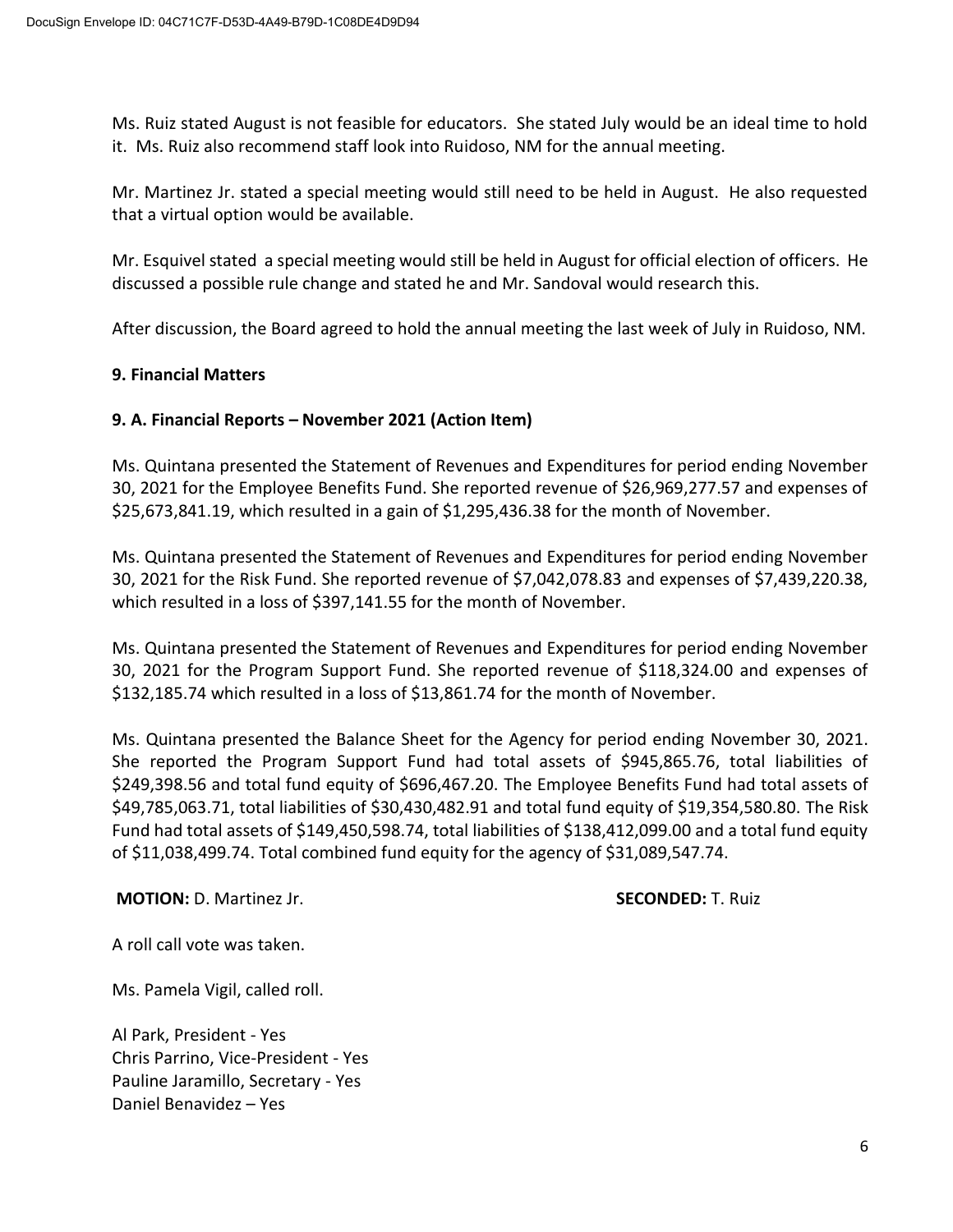Ms. Ruiz stated August is not feasible for educators. She stated July would be an ideal time to hold it. Ms. Ruiz also recommend staff look into Ruidoso, NM for the annual meeting.

Mr. Martinez Jr. stated a special meeting would still need to be held in August. He also requested that a virtual option would be available.

Mr. Esquivel stated a special meeting would still be held in August for official election of officers. He discussed a possible rule change and stated he and Mr. Sandoval would research this.

After discussion, the Board agreed to hold the annual meeting the last week of July in Ruidoso, NM.

**9. Financial Matters**

**9. A. Financial Reports – November 2021 (Action Item)**

Ms. Quintana presented the Statement of Revenues and Expenditures for period ending November 30, 2021 for the Employee Benefits Fund. She reported revenue of $26,969,277.57 and expenses of $25,673,841.19, which resulted in a gain of $1,295,436.38 for the month of November.

Ms. Quintana presented the Statement of Revenues and Expenditures for period ending November 30, 2021 for the Risk Fund. She reported revenue of $7,042,078.83 and expenses of $7,439,220.38, which resulted in a loss of $397,141.55 for the month of November.

Ms. Quintana presented the Statement of Revenues and Expenditures for period ending November 30, 2021 for the Program Support Fund. She reported revenue of $118,324.00 and expenses of $132,185.74 which resulted in a loss of $13,861.74 for the month of November.

Ms. Quintana presented the Balance Sheet for the Agency for period ending November 30, 2021. She reported the Program Support Fund had total assets of $945,865.76, total liabilities of $249,398.56 and total fund equity of $696,467.20. The Employee Benefits Fund had total assets of $49,785,063.71, total liabilities of $30,430,482.91 and total fund equity of $19,354,580.80. The Risk Fund had total assets of $149,450,598.74, total liabilities of $138,412,099.00 and a total fund equity of $11,038,499.74. Total combined fund equity for the agency of $31,089,547.74.

**MOTION:** D. Martinez Jr. **SECONDED:** T. Ruiz

A roll call vote was taken.

Ms. Pamela Vigil, called roll.

Al Park, President - Yes
Chris Parrino, Vice-President - Yes
Pauline Jaramillo, Secretary - Yes
Daniel Benavidez – Yes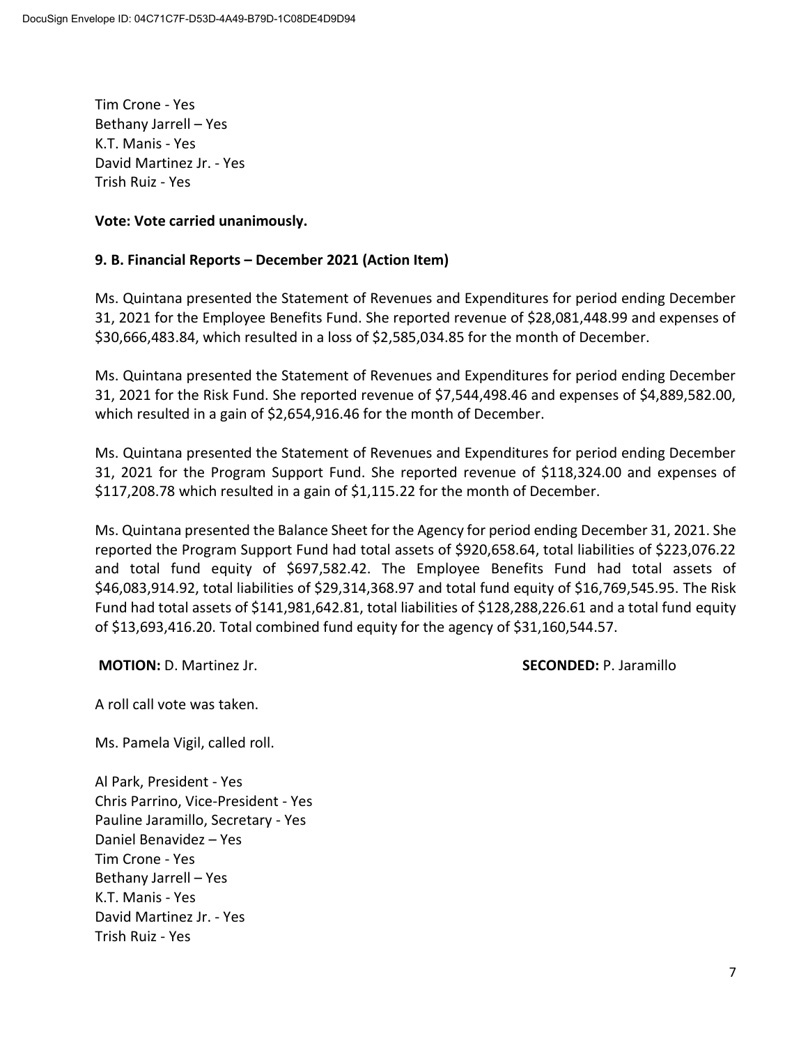Tim Crone - Yes
Bethany Jarrell – Yes
K.T. Manis - Yes
David Martinez Jr. - Yes
Trish Ruiz - Yes

**Vote: Vote carried unanimously.**

**9. B. Financial Reports – December 2021 (Action Item)**

Ms. Quintana presented the Statement of Revenues and Expenditures for period ending December 31, 2021 for the Employee Benefits Fund. She reported revenue of $28,081,448.99 and expenses of $30,666,483.84, which resulted in a loss of $2,585,034.85 for the month of December.

Ms. Quintana presented the Statement of Revenues and Expenditures for period ending December 31, 2021 for the Risk Fund. She reported revenue of $7,544,498.46 and expenses of $4,889,582.00, which resulted in a gain of $2,654,916.46 for the month of December.

Ms. Quintana presented the Statement of Revenues and Expenditures for period ending December 31, 2021 for the Program Support Fund. She reported revenue of $118,324.00 and expenses of $117,208.78 which resulted in a gain of $1,115.22 for the month of December.

Ms. Quintana presented the Balance Sheet for the Agency for period ending December 31, 2021. She reported the Program Support Fund had total assets of $920,658.64, total liabilities of $223,076.22 and total fund equity of $697,582.42. The Employee Benefits Fund had total assets of $46,083,914.92, total liabilities of $29,314,368.97 and total fund equity of $16,769,545.95. The Risk Fund had total assets of $141,981,642.81, total liabilities of $128,288,226.61 and a total fund equity of $13,693,416.20. Total combined fund equity for the agency of $31,160,544.57.

**MOTION:** D. Martinez Jr. **SECONDED:** P. Jaramillo

A roll call vote was taken.

Ms. Pamela Vigil, called roll.

Al Park, President - Yes
Chris Parrino, Vice-President - Yes
Pauline Jaramillo, Secretary - Yes
Daniel Benavidez – Yes
Tim Crone - Yes
Bethany Jarrell – Yes
K.T. Manis - Yes
David Martinez Jr. - Yes
Trish Ruiz - Yes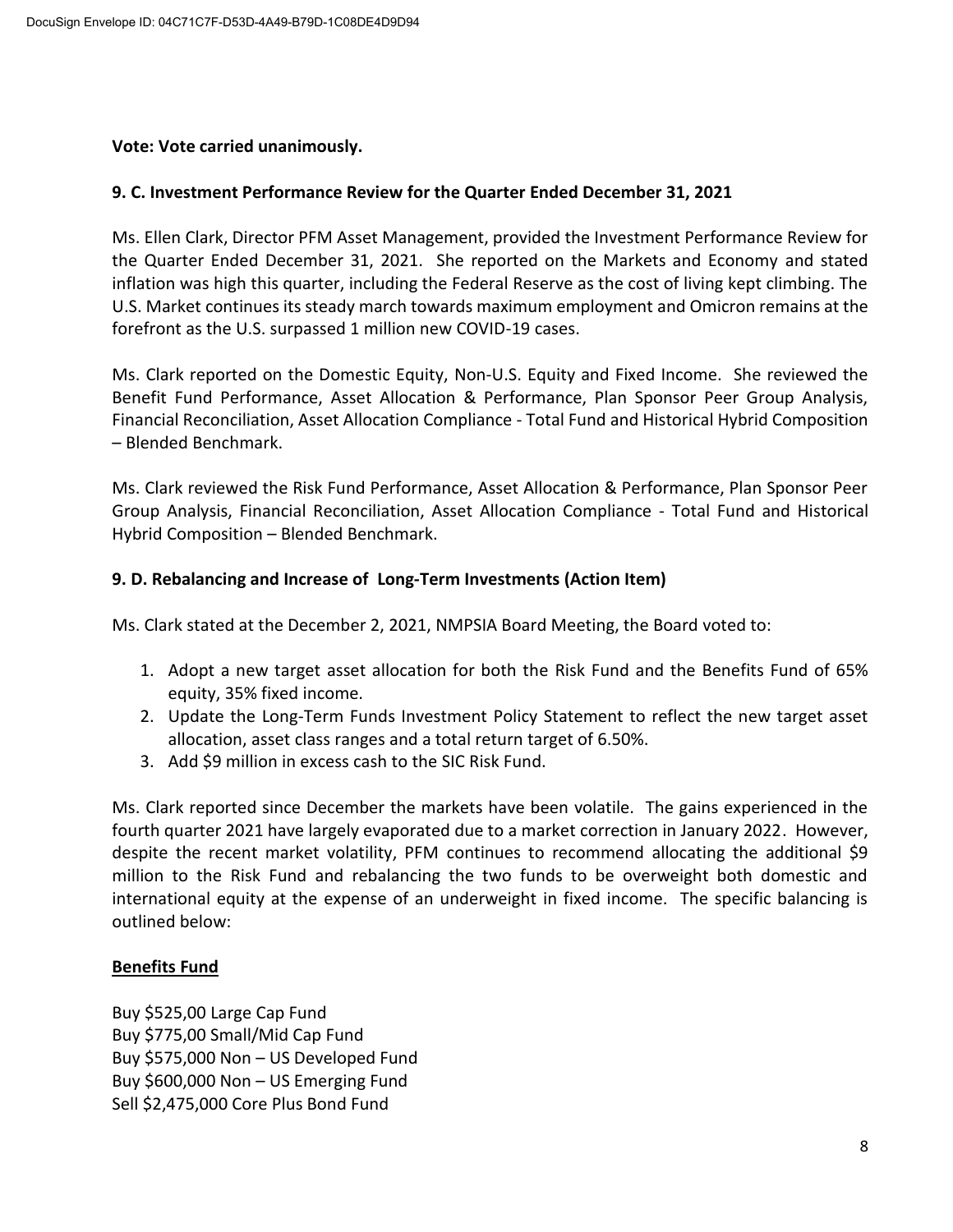**Vote: Vote carried unanimously.**

**9. C. Investment Performance Review for the Quarter Ended December 31, 2021**

Ms. Ellen Clark, Director PFM Asset Management, provided the Investment Performance Review for the Quarter Ended December 31, 2021. She reported on the Markets and Economy and stated inflation was high this quarter, including the Federal Reserve as the cost of living kept climbing. The U.S. Market continues its steady march towards maximum employment and Omicron remains at the forefront as the U.S. surpassed 1 million new COVID-19 cases.

Ms. Clark reported on the Domestic Equity, Non-U.S. Equity and Fixed Income. She reviewed the Benefit Fund Performance, Asset Allocation & Performance, Plan Sponsor Peer Group Analysis, Financial Reconciliation, Asset Allocation Compliance - Total Fund and Historical Hybrid Composition – Blended Benchmark.

Ms. Clark reviewed the Risk Fund Performance, Asset Allocation & Performance, Plan Sponsor Peer Group Analysis, Financial Reconciliation, Asset Allocation Compliance - Total Fund and Historical Hybrid Composition – Blended Benchmark.

**9. D. Rebalancing and Increase of Long-Term Investments (Action Item)**

Ms. Clark stated at the December 2, 2021, NMPSIA Board Meeting, the Board voted to:

1. Adopt a new target asset allocation for both the Risk Fund and the Benefits Fund of 65% equity, 35% fixed income.
2. Update the Long-Term Funds Investment Policy Statement to reflect the new target asset allocation, asset class ranges and a total return target of 6.50%.
3. Add $9 million in excess cash to the SIC Risk Fund.

Ms. Clark reported since December the markets have been volatile. The gains experienced in the fourth quarter 2021 have largely evaporated due to a market correction in January 2022. However, despite the recent market volatility, PFM continues to recommend allocating the additional $9 million to the Risk Fund and rebalancing the two funds to be overweight both domestic and international equity at the expense of an underweight in fixed income. The specific balancing is outlined below:

**Benefits Fund**

Buy $525,00 Large Cap Fund
Buy $775,00 Small/Mid Cap Fund
Buy $575,000 Non – US Developed Fund
Buy $600,000 Non – US Emerging Fund
Sell $2,475,000 Core Plus Bond Fund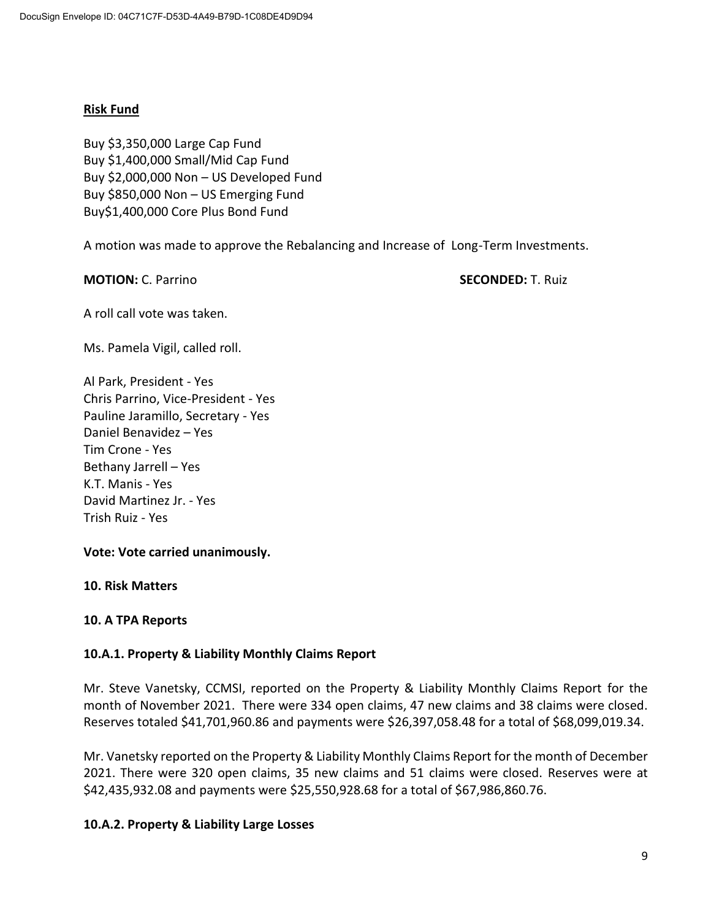**Risk Fund**

Buy $3,350,000 Large Cap Fund
Buy $1,400,000 Small/Mid Cap Fund
Buy $2,000,000 Non – US Developed Fund
Buy $850,000 Non – US Emerging Fund
Buy$1,400,000 Core Plus Bond Fund

A motion was made to approve the Rebalancing and Increase of Long-Term Investments.

**MOTION:** C. Parrino **SECONDED:** T. Ruiz

A roll call vote was taken.

Ms. Pamela Vigil, called roll.

Al Park, President - Yes
Chris Parrino, Vice-President - Yes
Pauline Jaramillo, Secretary - Yes
Daniel Benavidez – Yes
Tim Crone - Yes
Bethany Jarrell – Yes
K.T. Manis - Yes
David Martinez Jr. - Yes
Trish Ruiz - Yes

**Vote: Vote carried unanimously.**

**10. Risk Matters**

**10. A TPA Reports**

**10.A.1. Property & Liability Monthly Claims Report**

Mr. Steve Vanetsky, CCMSI, reported on the Property & Liability Monthly Claims Report for the month of November 2021. There were 334 open claims, 47 new claims and 38 claims were closed. Reserves totaled $41,701,960.86 and payments were $26,397,058.48 for a total of $68,099,019.34.

Mr. Vanetsky reported on the Property & Liability Monthly Claims Report for the month of December 2021. There were 320 open claims, 35 new claims and 51 claims were closed. Reserves were at $42,435,932.08 and payments were $25,550,928.68 for a total of $67,986,860.76.

**10.A.2. Property & Liability Large Losses**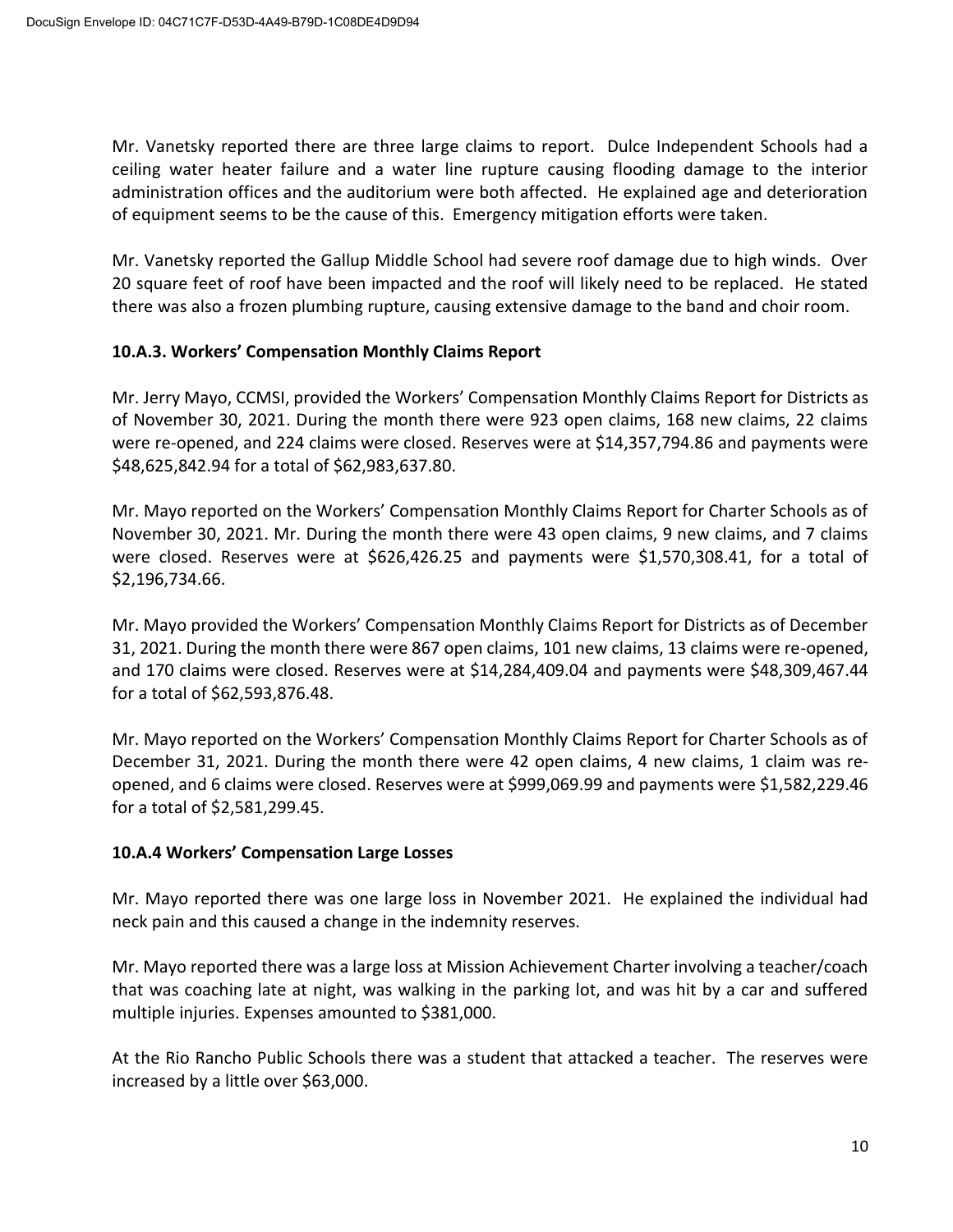Mr. Vanetsky reported there are three large claims to report. Dulce Independent Schools had a ceiling water heater failure and a water line rupture causing flooding damage to the interior administration offices and the auditorium were both affected. He explained age and deterioration of equipment seems to be the cause of this. Emergency mitigation efforts were taken.

Mr. Vanetsky reported the Gallup Middle School had severe roof damage due to high winds. Over 20 square feet of roof have been impacted and the roof will likely need to be replaced. He stated there was also a frozen plumbing rupture, causing extensive damage to the band and choir room.

### 10.A.3. Workers' Compensation Monthly Claims Report

Mr. Jerry Mayo, CCMSI, provided the Workers' Compensation Monthly Claims Report for Districts as of November 30, 2021. During the month there were 923 open claims, 168 new claims, 22 claims were re-opened, and 224 claims were closed. Reserves were at $14,357,794.86 and payments were $48,625,842.94 for a total of $62,983,637.80.

Mr. Mayo reported on the Workers' Compensation Monthly Claims Report for Charter Schools as of November 30, 2021. Mr. During the month there were 43 open claims, 9 new claims, and 7 claims were closed. Reserves were at $626,426.25 and payments were $1,570,308.41, for a total of $2,196,734.66.

Mr. Mayo provided the Workers' Compensation Monthly Claims Report for Districts as of December 31, 2021. During the month there were 867 open claims, 101 new claims, 13 claims were re-opened, and 170 claims were closed. Reserves were at $14,284,409.04 and payments were $48,309,467.44 for a total of $62,593,876.48.

Mr. Mayo reported on the Workers' Compensation Monthly Claims Report for Charter Schools as of December 31, 2021. During the month there were 42 open claims, 4 new claims, 1 claim was re-opened, and 6 claims were closed. Reserves were at $999,069.99 and payments were $1,582,229.46 for a total of $2,581,299.45.

### 10.A.4 Workers' Compensation Large Losses

Mr. Mayo reported there was one large loss in November 2021. He explained the individual had neck pain and this caused a change in the indemnity reserves.

Mr. Mayo reported there was a large loss at Mission Achievement Charter involving a teacher/coach that was coaching late at night, was walking in the parking lot, and was hit by a car and suffered multiple injuries. Expenses amounted to $381,000.

At the Rio Rancho Public Schools there was a student that attacked a teacher. The reserves were increased by a little over $63,000.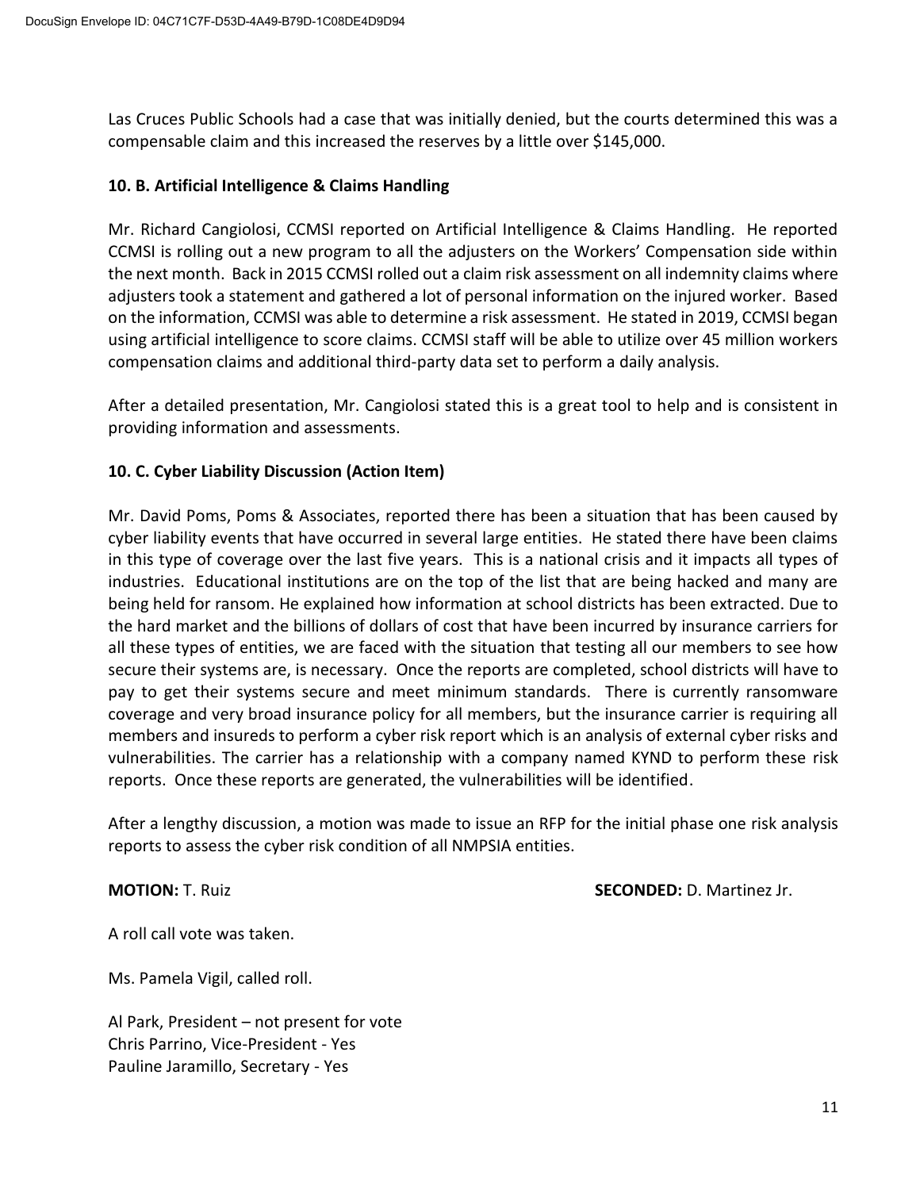Las Cruces Public Schools had a case that was initially denied, but the courts determined this was a compensable claim and this increased the reserves by a little over $145,000.

**10. B. Artificial Intelligence & Claims Handling**

Mr. Richard Cangiolosi, CCMSI reported on Artificial Intelligence & Claims Handling. He reported CCMSI is rolling out a new program to all the adjusters on the Workers' Compensation side within the next month. Back in 2015 CCMSI rolled out a claim risk assessment on all indemnity claims where adjusters took a statement and gathered a lot of personal information on the injured worker. Based on the information, CCMSI was able to determine a risk assessment. He stated in 2019, CCMSI began using artificial intelligence to score claims. CCMSI staff will be able to utilize over 45 million workers compensation claims and additional third-party data set to perform a daily analysis.

After a detailed presentation, Mr. Cangiolosi stated this is a great tool to help and is consistent in providing information and assessments.

**10. C. Cyber Liability Discussion (Action Item)**

Mr. David Poms, Poms & Associates, reported there has been a situation that has been caused by cyber liability events that have occurred in several large entities. He stated there have been claims in this type of coverage over the last five years. This is a national crisis and it impacts all types of industries. Educational institutions are on the top of the list that are being hacked and many are being held for ransom. He explained how information at school districts has been extracted. Due to the hard market and the billions of dollars of cost that have been incurred by insurance carriers for all these types of entities, we are faced with the situation that testing all our members to see how secure their systems are, is necessary. Once the reports are completed, school districts will have to pay to get their systems secure and meet minimum standards. There is currently ransomware coverage and very broad insurance policy for all members, but the insurance carrier is requiring all members and insureds to perform a cyber risk report which is an analysis of external cyber risks and vulnerabilities. The carrier has a relationship with a company named KYND to perform these risk reports. Once these reports are generated, the vulnerabilities will be identified.

After a lengthy discussion, a motion was made to issue an RFP for the initial phase one risk analysis reports to assess the cyber risk condition of all NMPSIA entities.

**MOTION:** T. Ruiz **SECONDED:** D. Martinez Jr.

A roll call vote was taken.

Ms. Pamela Vigil, called roll.

Al Park, President – not present for vote
Chris Parrino, Vice-President - Yes
Pauline Jaramillo, Secretary - Yes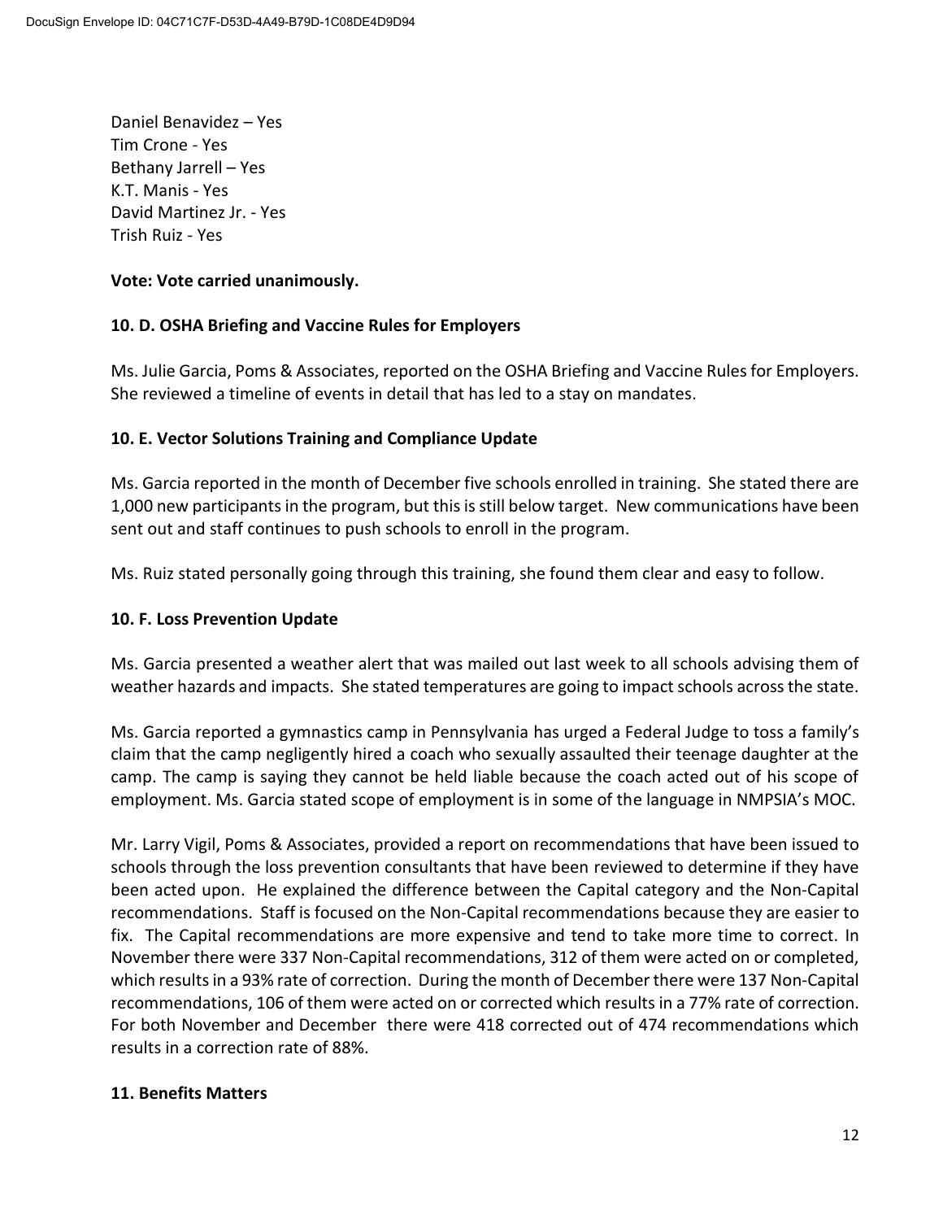Daniel Benavidez – Yes
Tim Crone - Yes
Bethany Jarrell – Yes
K.T. Manis - Yes
David Martinez Jr. - Yes
Trish Ruiz - Yes

**Vote: Vote carried unanimously.**

**10. D. OSHA Briefing and Vaccine Rules for Employers**

Ms. Julie Garcia, Poms & Associates, reported on the OSHA Briefing and Vaccine Rules for Employers. She reviewed a timeline of events in detail that has led to a stay on mandates.

**10. E. Vector Solutions Training and Compliance Update**

Ms. Garcia reported in the month of December five schools enrolled in training. She stated there are 1,000 new participants in the program, but this is still below target. New communications have been sent out and staff continues to push schools to enroll in the program.

Ms. Ruiz stated personally going through this training, she found them clear and easy to follow.

**10. F. Loss Prevention Update**

Ms. Garcia presented a weather alert that was mailed out last week to all schools advising them of weather hazards and impacts. She stated temperatures are going to impact schools across the state.

Ms. Garcia reported a gymnastics camp in Pennsylvania has urged a Federal Judge to toss a family's claim that the camp negligently hired a coach who sexually assaulted their teenage daughter at the camp. The camp is saying they cannot be held liable because the coach acted out of his scope of employment. Ms. Garcia stated scope of employment is in some of the language in NMPSIA's MOC.

Mr. Larry Vigil, Poms & Associates, provided a report on recommendations that have been issued to schools through the loss prevention consultants that have been reviewed to determine if they have been acted upon. He explained the difference between the Capital category and the Non-Capital recommendations. Staff is focused on the Non-Capital recommendations because they are easier to fix. The Capital recommendations are more expensive and tend to take more time to correct. In November there were 337 Non-Capital recommendations, 312 of them were acted on or completed, which results in a 93% rate of correction. During the month of December there were 137 Non-Capital recommendations, 106 of them were acted on or corrected which results in a 77% rate of correction. For both November and December there were 418 corrected out of 474 recommendations which results in a correction rate of 88%.

**11. Benefits Matters**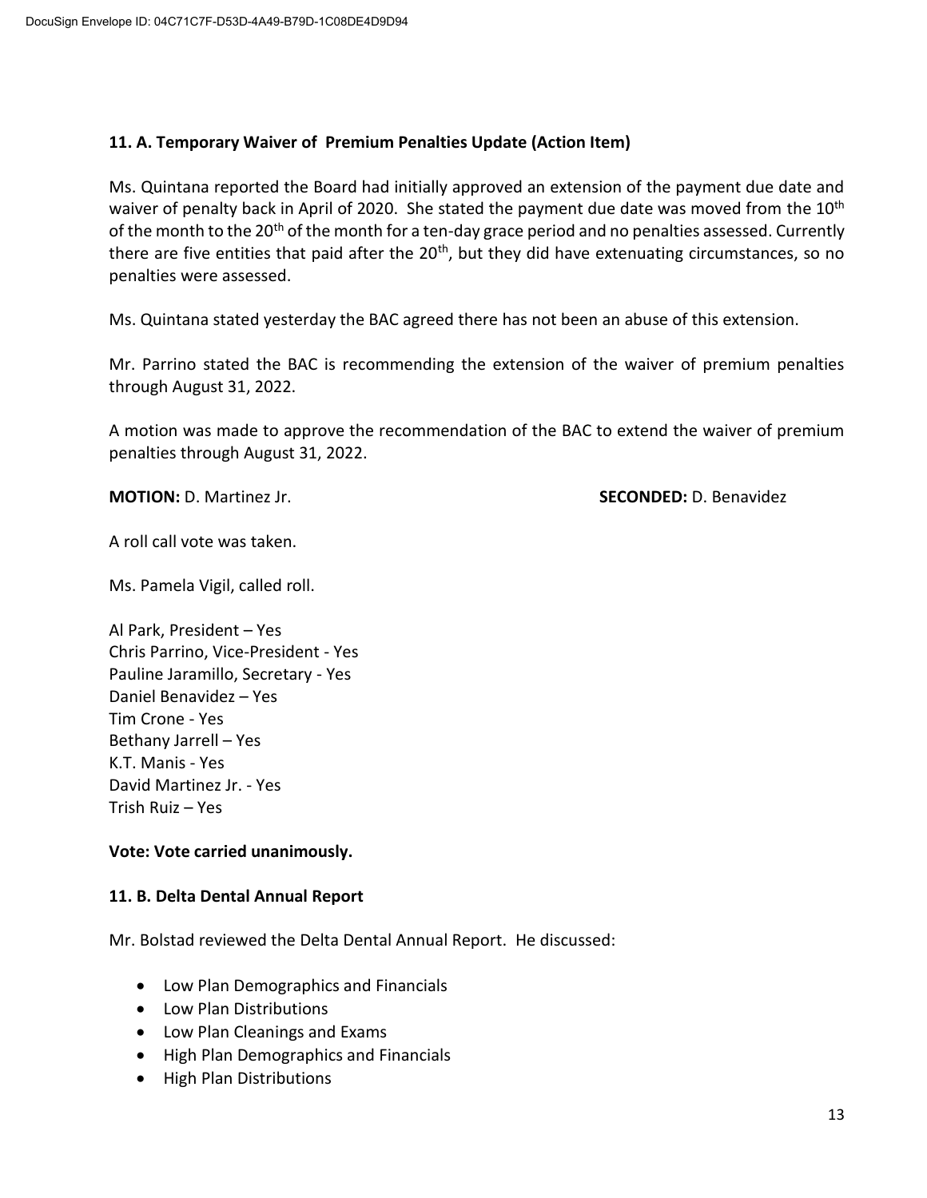**11. A. Temporary Waiver of Premium Penalties Update (Action Item)**

Ms. Quintana reported the Board had initially approved an extension of the payment due date and waiver of penalty back in April of 2020. She stated the payment due date was moved from the 10th of the month to the 20th of the month for a ten-day grace period and no penalties assessed. Currently there are five entities that paid after the 20th, but they did have extenuating circumstances, so no penalties were assessed.

Ms. Quintana stated yesterday the BAC agreed there has not been an abuse of this extension.

Mr. Parrino stated the BAC is recommending the extension of the waiver of premium penalties through August 31, 2022.

A motion was made to approve the recommendation of the BAC to extend the waiver of premium penalties through August 31, 2022.

**MOTION:** D. Martinez Jr. **SECONDED:** D. Benavidez

A roll call vote was taken.

Ms. Pamela Vigil, called roll.

Al Park, President – Yes
Chris Parrino, Vice-President - Yes
Pauline Jaramillo, Secretary - Yes
Daniel Benavidez – Yes
Tim Crone - Yes
Bethany Jarrell – Yes
K.T. Manis - Yes
David Martinez Jr. - Yes
Trish Ruiz – Yes

**Vote: Vote carried unanimously.**

**11. B. Delta Dental Annual Report**

Mr. Bolstad reviewed the Delta Dental Annual Report. He discussed:

- Low Plan Demographics and Financials
- Low Plan Distributions
- Low Plan Cleanings and Exams
- High Plan Demographics and Financials
- High Plan Distributions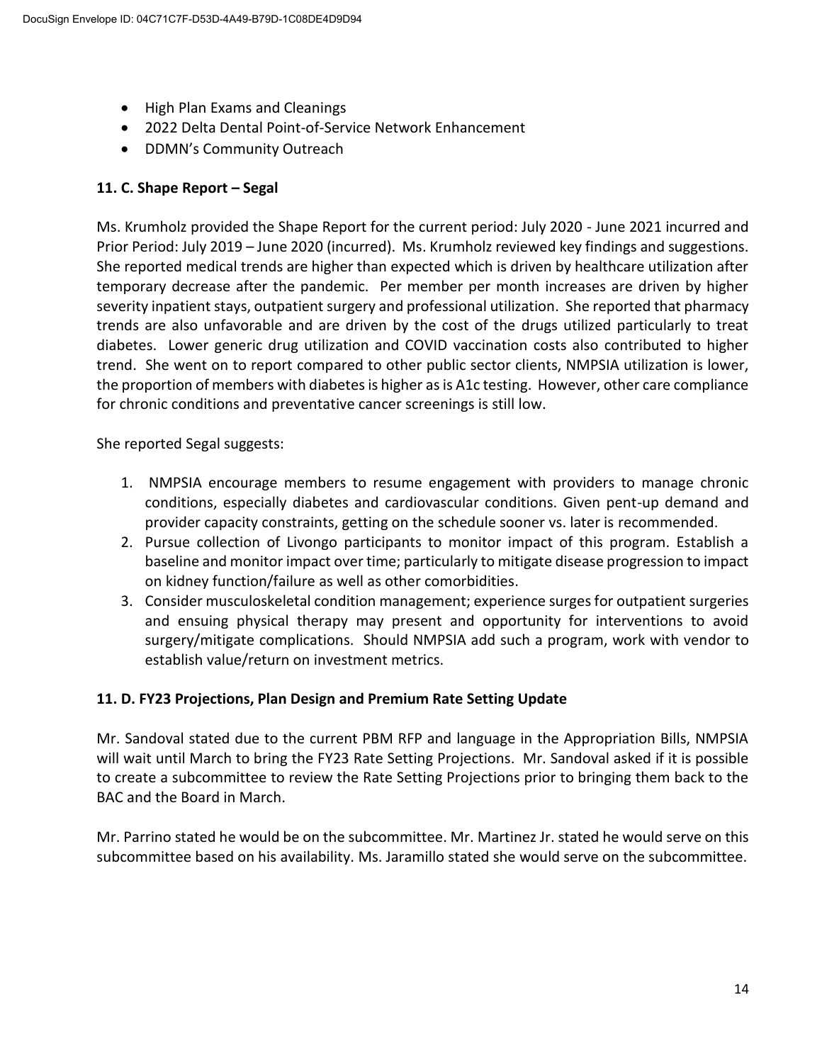- High Plan Exams and Cleanings
- 2022 Delta Dental Point-of-Service Network Enhancement
- DDMN's Community Outreach

**11. C. Shape Report – Segal**

Ms. Krumholz provided the Shape Report for the current period: July 2020 - June 2021 incurred and Prior Period: July 2019 – June 2020 (incurred). Ms. Krumholz reviewed key findings and suggestions. She reported medical trends are higher than expected which is driven by healthcare utilization after temporary decrease after the pandemic. Per member per month increases are driven by higher severity inpatient stays, outpatient surgery and professional utilization. She reported that pharmacy trends are also unfavorable and are driven by the cost of the drugs utilized particularly to treat diabetes. Lower generic drug utilization and COVID vaccination costs also contributed to higher trend. She went on to report compared to other public sector clients, NMPSIA utilization is lower, the proportion of members with diabetes is higher as is A1c testing. However, other care compliance for chronic conditions and preventative cancer screenings is still low.

She reported Segal suggests:

1. NMPSIA encourage members to resume engagement with providers to manage chronic conditions, especially diabetes and cardiovascular conditions. Given pent-up demand and provider capacity constraints, getting on the schedule sooner vs. later is recommended.
2. Pursue collection of Livongo participants to monitor impact of this program. Establish a baseline and monitor impact over time; particularly to mitigate disease progression to impact on kidney function/failure as well as other comorbidities.
3. Consider musculoskeletal condition management; experience surges for outpatient surgeries and ensuing physical therapy may present and opportunity for interventions to avoid surgery/mitigate complications. Should NMPSIA add such a program, work with vendor to establish value/return on investment metrics.

**11. D. FY23 Projections, Plan Design and Premium Rate Setting Update**

Mr. Sandoval stated due to the current PBM RFP and language in the Appropriation Bills, NMPSIA will wait until March to bring the FY23 Rate Setting Projections. Mr. Sandoval asked if it is possible to create a subcommittee to review the Rate Setting Projections prior to bringing them back to the BAC and the Board in March.

Mr. Parrino stated he would be on the subcommittee. Mr. Martinez Jr. stated he would serve on this subcommittee based on his availability. Ms. Jaramillo stated she would serve on the subcommittee.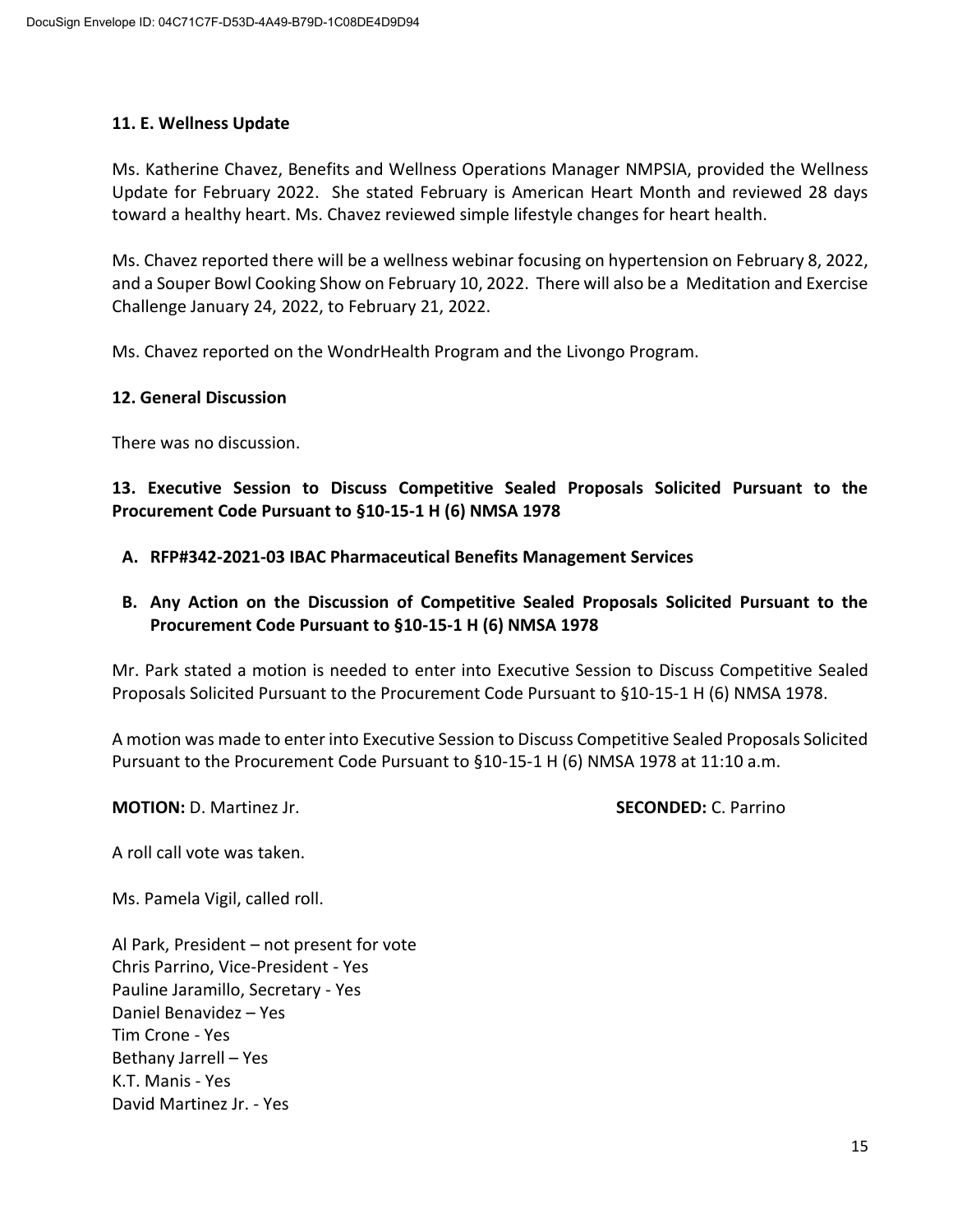**11. E. Wellness Update**

Ms. Katherine Chavez, Benefits and Wellness Operations Manager NMPSIA, provided the Wellness Update for February 2022. She stated February is American Heart Month and reviewed 28 days toward a healthy heart. Ms. Chavez reviewed simple lifestyle changes for heart health.

Ms. Chavez reported there will be a wellness webinar focusing on hypertension on February 8, 2022, and a Souper Bowl Cooking Show on February 10, 2022. There will also be a Meditation and Exercise Challenge January 24, 2022, to February 21, 2022.

Ms. Chavez reported on the WondrHealth Program and the Livongo Program.

**12. General Discussion**

There was no discussion.

**13. Executive Session to Discuss Competitive Sealed Proposals Solicited Pursuant to the Procurement Code Pursuant to §10-15-1 H (6) NMSA 1978**

**A. RFP#342-2021-03 IBAC Pharmaceutical Benefits Management Services**

**B. Any Action on the Discussion of Competitive Sealed Proposals Solicited Pursuant to the Procurement Code Pursuant to §10-15-1 H (6) NMSA 1978**

Mr. Park stated a motion is needed to enter into Executive Session to Discuss Competitive Sealed Proposals Solicited Pursuant to the Procurement Code Pursuant to §10-15-1 H (6) NMSA 1978.

A motion was made to enter into Executive Session to Discuss Competitive Sealed Proposals Solicited Pursuant to the Procurement Code Pursuant to §10-15-1 H (6) NMSA 1978 at 11:10 a.m.

**MOTION:** D. Martinez Jr. **SECONDED:** C. Parrino

A roll call vote was taken.

Ms. Pamela Vigil, called roll.

Al Park, President – not present for vote
Chris Parrino, Vice-President - Yes
Pauline Jaramillo, Secretary - Yes
Daniel Benavidez – Yes
Tim Crone - Yes
Bethany Jarrell – Yes
K.T. Manis - Yes
David Martinez Jr. - Yes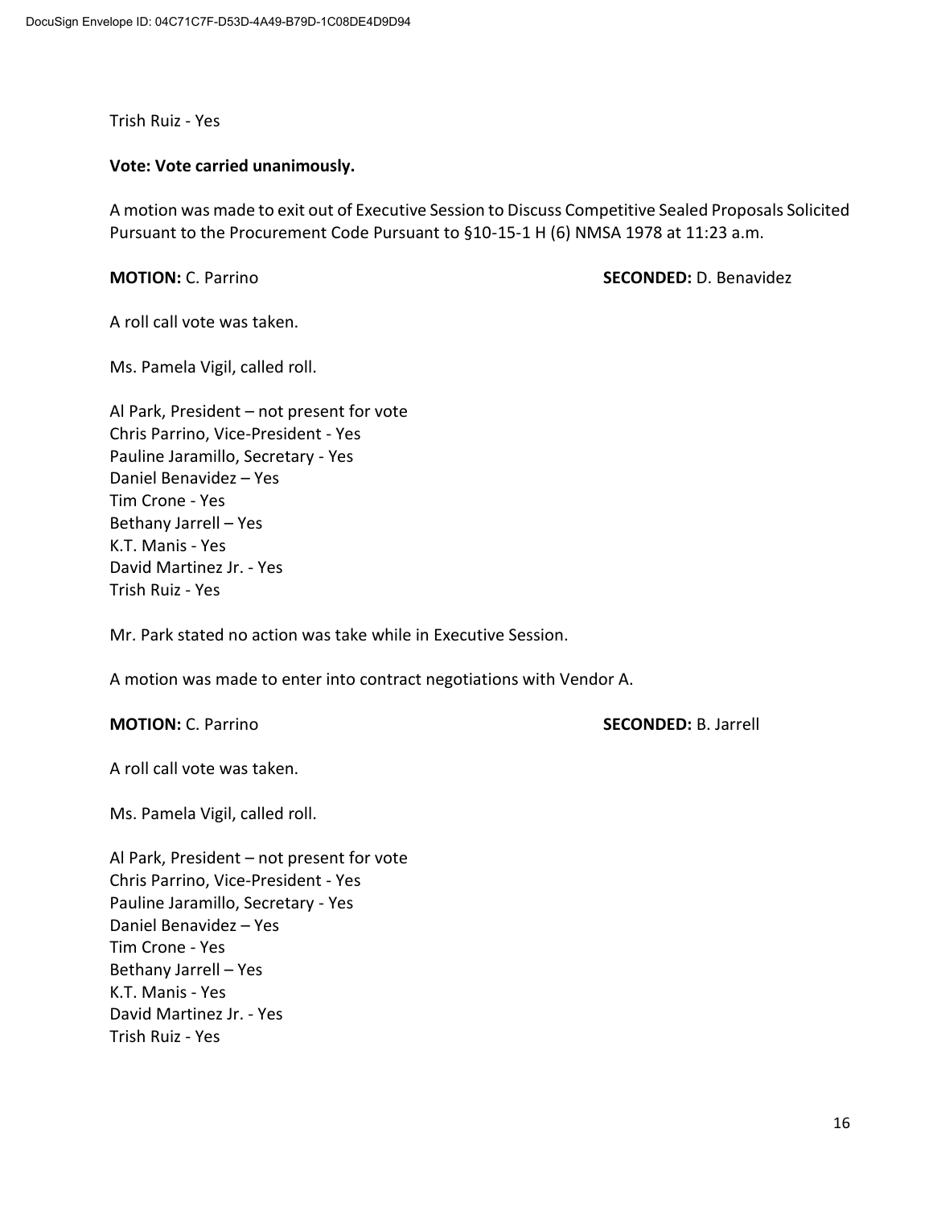Trish Ruiz - Yes

**Vote: Vote carried unanimously.**

A motion was made to exit out of Executive Session to Discuss Competitive Sealed Proposals Solicited Pursuant to the Procurement Code Pursuant to §10-15-1 H (6) NMSA 1978 at 11:23 a.m.

**MOTION:** C. Parrino **SECONDED:** D. Benavidez

A roll call vote was taken.

Ms. Pamela Vigil, called roll.

Al Park, President – not present for vote
Chris Parrino, Vice-President - Yes
Pauline Jaramillo, Secretary - Yes
Daniel Benavidez – Yes
Tim Crone - Yes
Bethany Jarrell – Yes
K.T. Manis - Yes
David Martinez Jr. - Yes
Trish Ruiz - Yes

Mr. Park stated no action was take while in Executive Session.

A motion was made to enter into contract negotiations with Vendor A.

**MOTION:** C. Parrino **SECONDED:** B. Jarrell

A roll call vote was taken.

Ms. Pamela Vigil, called roll.

Al Park, President – not present for vote
Chris Parrino, Vice-President - Yes
Pauline Jaramillo, Secretary - Yes
Daniel Benavidez – Yes
Tim Crone - Yes
Bethany Jarrell – Yes
K.T. Manis - Yes
David Martinez Jr. - Yes
Trish Ruiz - Yes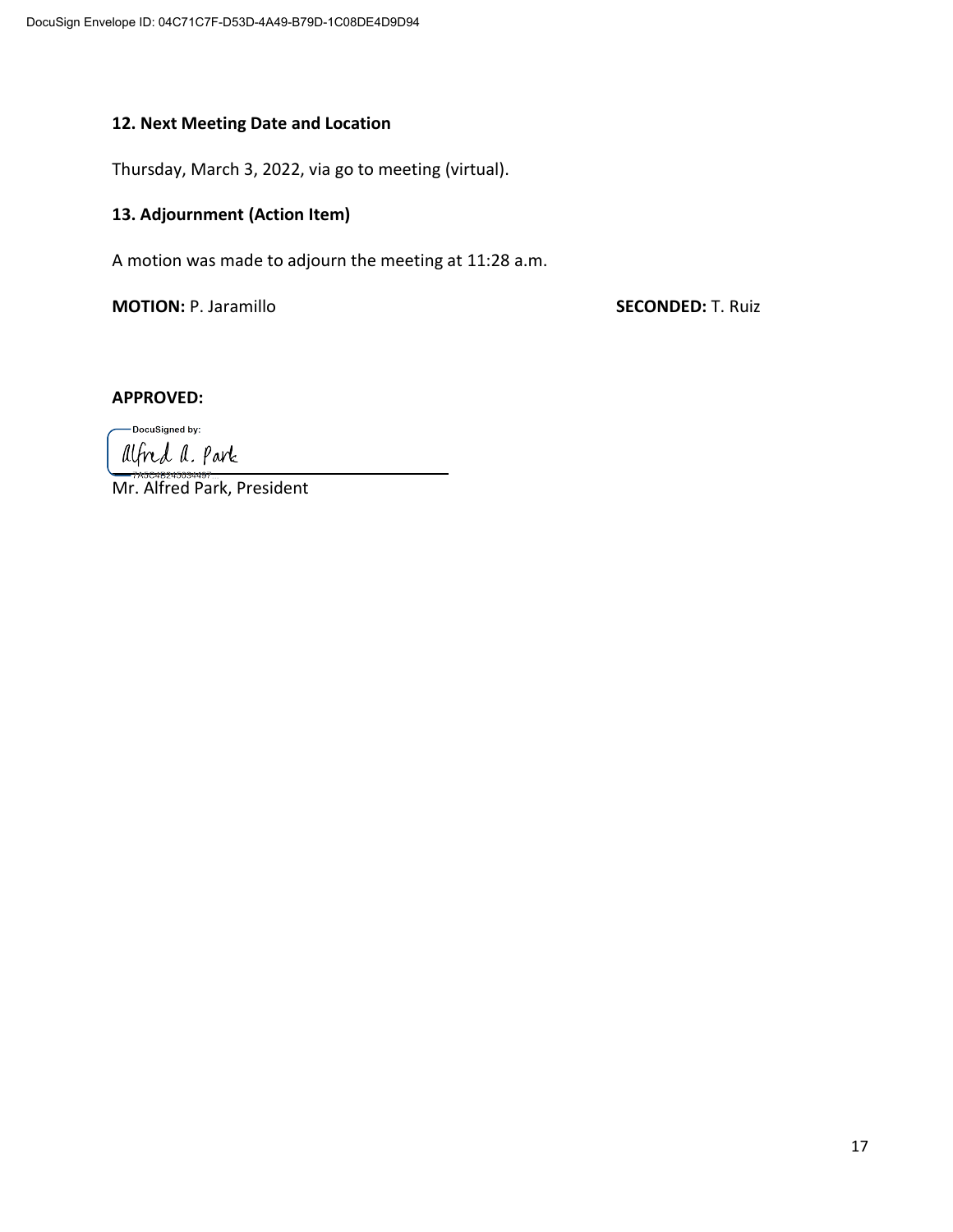**12. Next Meeting Date and Location**

Thursday, March 3, 2022, via go to meeting (virtual).

**13. Adjournment (Action Item)**

A motion was made to adjourn the meeting at 11:28 a.m.

**MOTION:** P. Jaramillo **SECONDED:** T. Ruiz

**APPROVED:**

DocuSigned by:

Alfred A. Park

Mr. Alfred Park, President